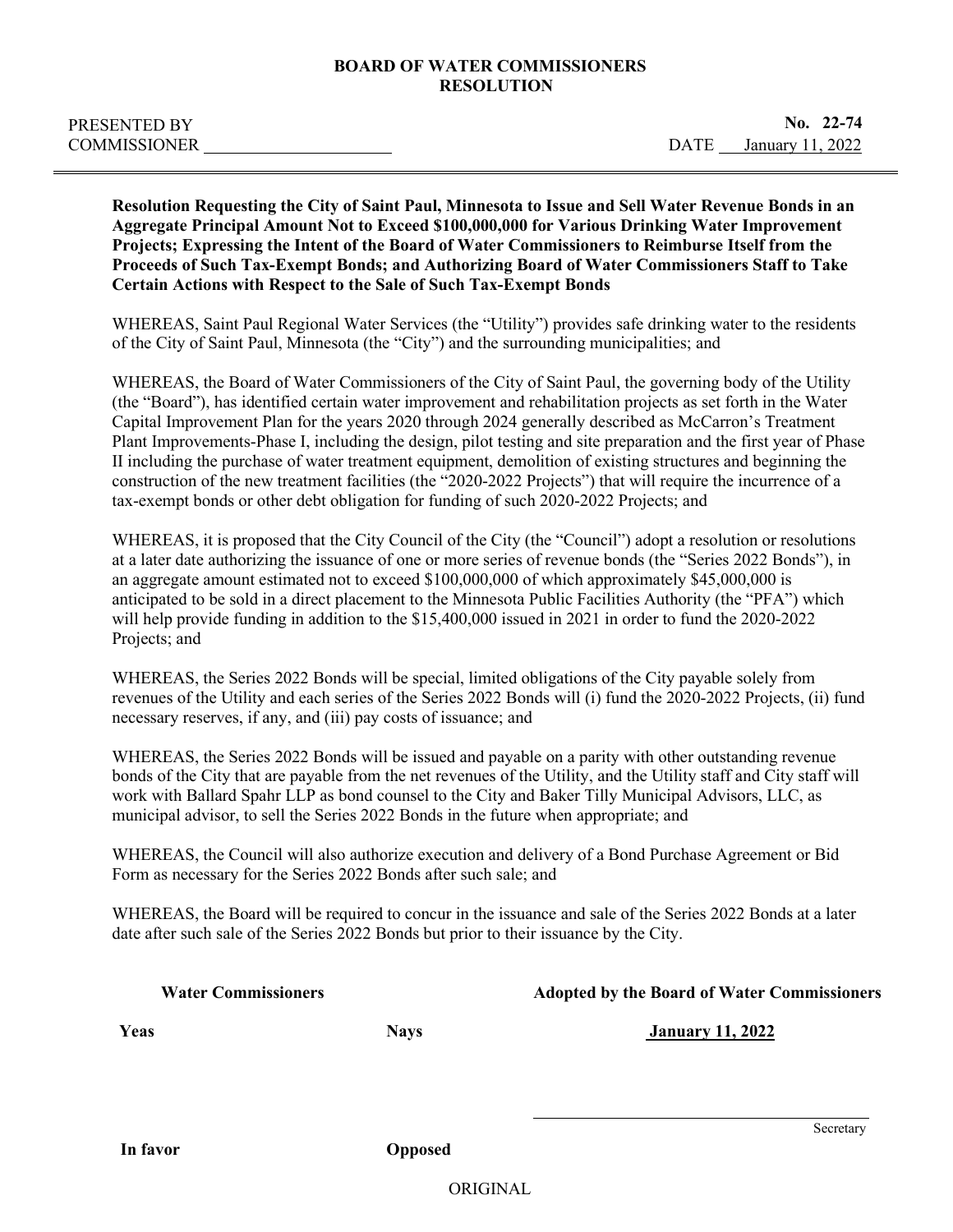**BOARD OF WATER COMMISSIONERS**
**RESOLUTION**

PRESENTED BY
COMMISSIONER ______________________

**No. 22-74**
DATE January 11, 2022

---

**Resolution Requesting the City of Saint Paul, Minnesota to Issue and Sell Water Revenue Bonds in an Aggregate Principal Amount Not to Exceed $100,000,000 for Various Drinking Water Improvement Projects; Expressing the Intent of the Board of Water Commissioners to Reimburse Itself from the Proceeds of Such Tax-Exempt Bonds; and Authorizing Board of Water Commissioners Staff to Take Certain Actions with Respect to the Sale of Such Tax-Exempt Bonds**

WHEREAS, Saint Paul Regional Water Services (the "Utility") provides safe drinking water to the residents of the City of Saint Paul, Minnesota (the "City") and the surrounding municipalities; and

WHEREAS, the Board of Water Commissioners of the City of Saint Paul, the governing body of the Utility (the "Board"), has identified certain water improvement and rehabilitation projects as set forth in the Water Capital Improvement Plan for the years 2020 through 2024 generally described as McCarron's Treatment Plant Improvements-Phase I, including the design, pilot testing and site preparation and the first year of Phase II including the purchase of water treatment equipment, demolition of existing structures and beginning the construction of the new treatment facilities (the "2020-2022 Projects") that will require the incurrence of a tax-exempt bonds or other debt obligation for funding of such 2020-2022 Projects; and

WHEREAS, it is proposed that the City Council of the City (the "Council") adopt a resolution or resolutions at a later date authorizing the issuance of one or more series of revenue bonds (the "Series 2022 Bonds"), in an aggregate amount estimated not to exceed $100,000,000 of which approximately $45,000,000 is anticipated to be sold in a direct placement to the Minnesota Public Facilities Authority (the "PFA") which will help provide funding in addition to the $15,400,000 issued in 2021 in order to fund the 2020-2022 Projects; and

WHEREAS, the Series 2022 Bonds will be special, limited obligations of the City payable solely from revenues of the Utility and each series of the Series 2022 Bonds will (i) fund the 2020-2022 Projects, (ii) fund necessary reserves, if any, and (iii) pay costs of issuance; and

WHEREAS, the Series 2022 Bonds will be issued and payable on a parity with other outstanding revenue bonds of the City that are payable from the net revenues of the Utility, and the Utility staff and City staff will work with Ballard Spahr LLP as bond counsel to the City and Baker Tilly Municipal Advisors, LLC, as municipal advisor, to sell the Series 2022 Bonds in the future when appropriate; and

WHEREAS, the Council will also authorize execution and delivery of a Bond Purchase Agreement or Bid Form as necessary for the Series 2022 Bonds after such sale; and

WHEREAS, the Board will be required to concur in the issuance and sale of the Series 2022 Bonds at a later date after such sale of the Series 2022 Bonds but prior to their issuance by the City.

**Water Commissioners**

| **Yeas** | **Nays** |
|---|---|
| | |
| **In favor** | **Opposed** |

**Adopted by the Board of Water Commissioners**

**January 11, 2022**

______________________________
Secretary

ORIGINAL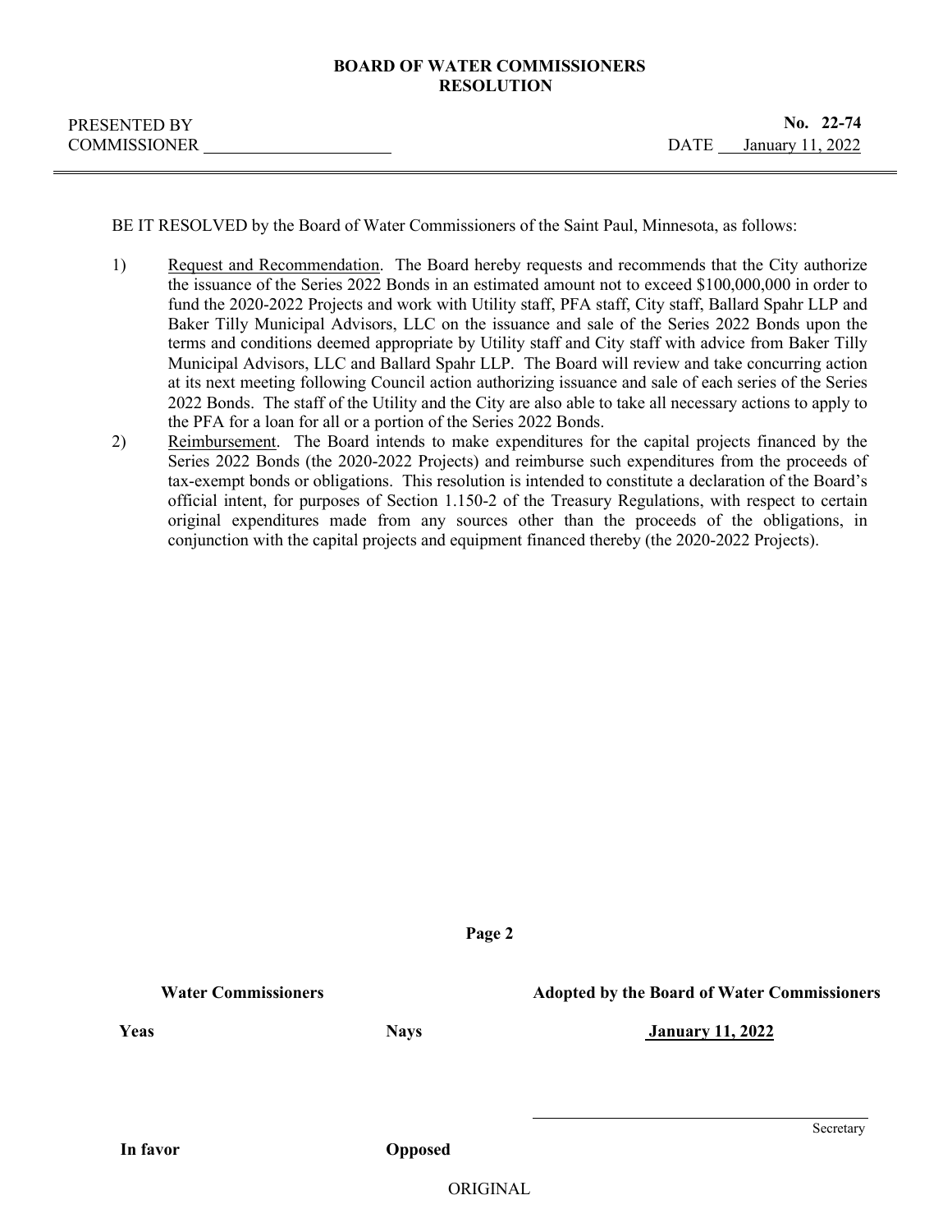**BOARD OF WATER COMMISSIONERS**
**RESOLUTION**

PRESENTED BY
COMMISSIONER ______________________

**No. 22-74**
DATE January 11, 2022

BE IT RESOLVED by the Board of Water Commissioners of the Saint Paul, Minnesota, as follows:

1) Request and Recommendation. The Board hereby requests and recommends that the City authorize the issuance of the Series 2022 Bonds in an estimated amount not to exceed $100,000,000 in order to fund the 2020-2022 Projects and work with Utility staff, PFA staff, City staff, Ballard Spahr LLP and Baker Tilly Municipal Advisors, LLC on the issuance and sale of the Series 2022 Bonds upon the terms and conditions deemed appropriate by Utility staff and City staff with advice from Baker Tilly Municipal Advisors, LLC and Ballard Spahr LLP. The Board will review and take concurring action at its next meeting following Council action authorizing issuance and sale of each series of the Series 2022 Bonds. The staff of the Utility and the City are also able to take all necessary actions to apply to the PFA for a loan for all or a portion of the Series 2022 Bonds.
2) Reimbursement. The Board intends to make expenditures for the capital projects financed by the Series 2022 Bonds (the 2020-2022 Projects) and reimburse such expenditures from the proceeds of tax-exempt bonds or obligations. This resolution is intended to constitute a declaration of the Board's official intent, for purposes of Section 1.150-2 of the Treasury Regulations, with respect to certain original expenditures made from any sources other than the proceeds of the obligations, in conjunction with the capital projects and equipment financed thereby (the 2020-2022 Projects).

**Page 2**

**Water Commissioners**

**Yeas** **Nays**

**In favor** **Opposed**

**Adopted by the Board of Water Commissioners**

**January 11, 2022**

______________________________
Secretary

ORIGINAL